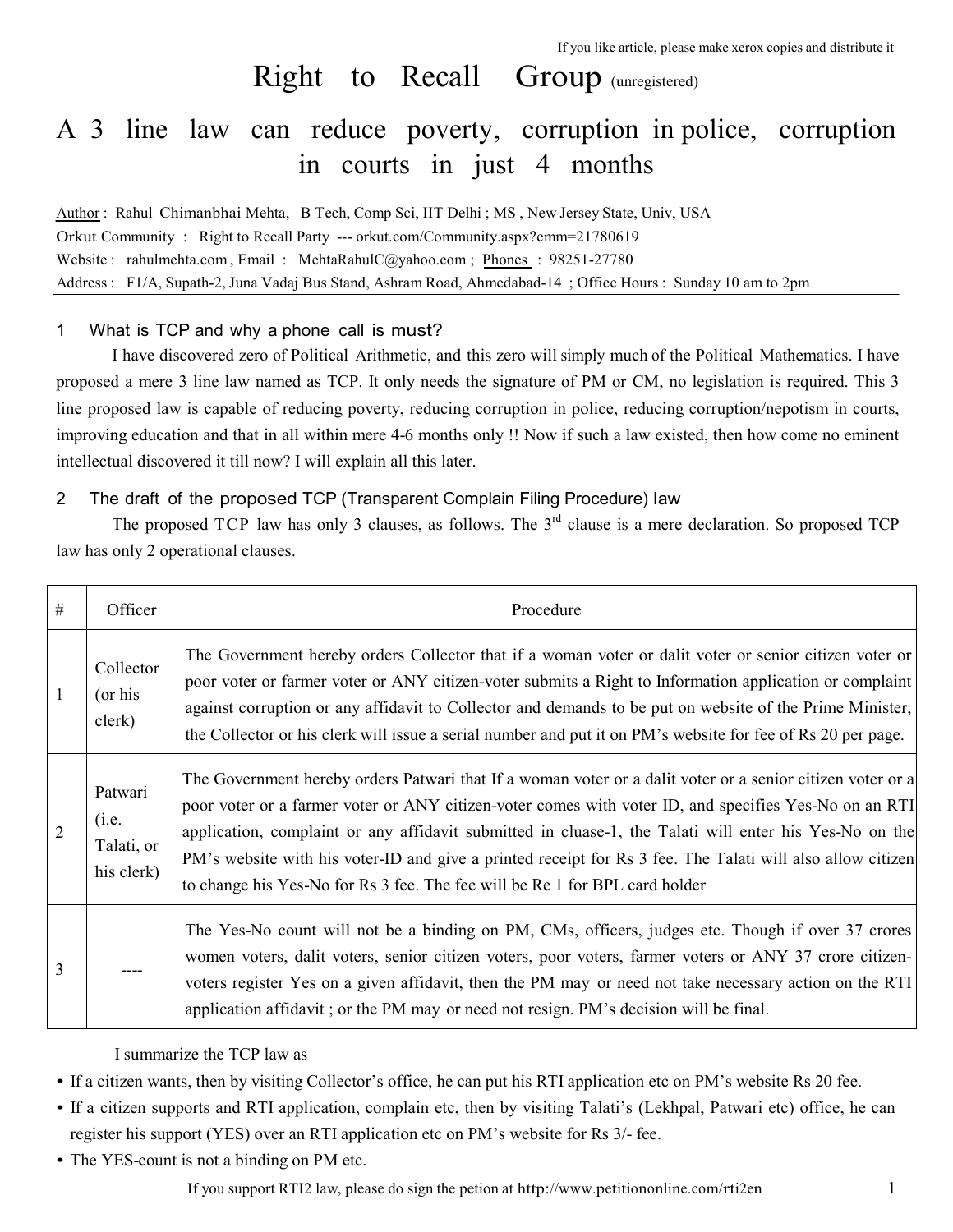If you like article, please make xerox copies and distribute it

# Right to Recall Group (unregistered)

# A 3 line law can reduce poverty, corruption in police, corruption in courts in just 4 months

Author : Rahul Chimanbhai Mehta, B Tech, Comp Sci, IIT Delhi ; MS , New Jersey State, Univ, USA
Orkut Community : Right to Recall Party --- orkut.com/Community.aspx?cmm=21780619
Website : rahulmehta.com , Email : MehtaRahulC@yahoo.com ; Phones : 98251-27780
Address : F1/A, Supath-2, Juna Vadaj Bus Stand, Ashram Road, Ahmedabad-14 ; Office Hours : Sunday 10 am to 2pm

## 1 What is TCP and why a phone call is must?

I have discovered zero of Political Arithmetic, and this zero will simply much of the Political Mathematics. I have proposed a mere 3 line law named as TCP. It only needs the signature of PM or CM, no legislation is required. This 3 line proposed law is capable of reducing poverty, reducing corruption in police, reducing corruption/nepotism in courts, improving education and that in all within mere 4-6 months only !! Now if such a law existed, then how come no eminent intellectual discovered it till now? I will explain all this later.

## 2 The draft of the proposed TCP (Transparent Complain Filing Procedure) law

The proposed TCP law has only 3 clauses, as follows. The 3rd clause is a mere declaration. So proposed TCP law has only 2 operational clauses.

| # | Officer | Procedure |
|---|---|---|
| 1 | Collector (or his clerk) | The Government hereby orders Collector that if a woman voter or dalit voter or senior citizen voter or poor voter or farmer voter or ANY citizen-voter submits a Right to Information application or complaint against corruption or any affidavit to Collector and demands to be put on website of the Prime Minister, the Collector or his clerk will issue a serial number and put it on PM's website for fee of Rs 20 per page. |
| 2 | Patwari (i.e. Talati, or his clerk) | The Government hereby orders Patwari that If a woman voter or a dalit voter or a senior citizen voter or a poor voter or a farmer voter or ANY citizen-voter comes with voter ID, and specifies Yes-No on an RTI application, complaint or any affidavit submitted in cluase-1, the Talati will enter his Yes-No on the PM's website with his voter-ID and give a printed receipt for Rs 3 fee. The Talati will also allow citizen to change his Yes-No for Rs 3 fee. The fee will be Re 1 for BPL card holder |
| 3 | ---- | The Yes-No count will not be a binding on PM, CMs, officers, judges etc. Though if over 37 crores women voters, dalit voters, senior citizen voters, poor voters, farmer voters or ANY 37 crore citizen-voters register Yes on a given affidavit, then the PM may or need not take necessary action on the RTI application affidavit ; or the PM may or need not resign. PM's decision will be final. |

I summarize the TCP law as

- If a citizen wants, then by visiting Collector's office, he can put his RTI application etc on PM's website Rs 20 fee.
- If a citizen supports and RTI application, complain etc, then by visiting Talati's (Lekhpal, Patwari etc) office, he can register his support (YES) over an RTI application etc on PM's website for Rs 3/- fee.
- The YES-count is not a binding on PM etc.

If you support RTI2 law, please do sign the petion at http://www.petitiononline.com/rti2en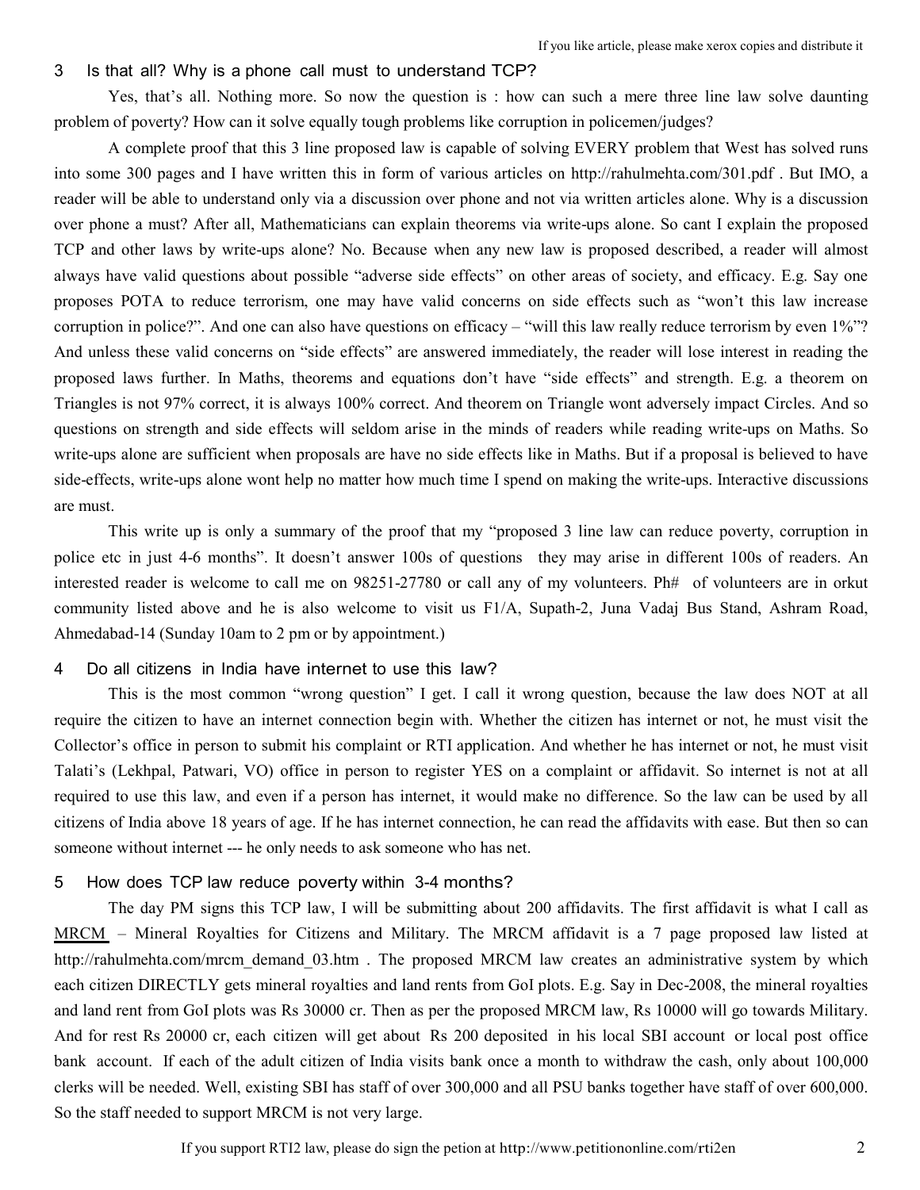## 3 Is that all? Why is a phone call must to understand TCP?

Yes, that's all. Nothing more. So now the question is : how can such a mere three line law solve daunting problem of poverty? How can it solve equally tough problems like corruption in policemen/judges?

A complete proof that this 3 line proposed law is capable of solving EVERY problem that West has solved runs into some 300 pages and I have written this in form of various articles on http://rahulmehta.com/301.pdf . But IMO, a reader will be able to understand only via a discussion over phone and not via written articles alone. Why is a discussion over phone a must? After all, Mathematicians can explain theorems via write-ups alone. So cant I explain the proposed TCP and other laws by write-ups alone? No. Because when any new law is proposed described, a reader will almost always have valid questions about possible "adverse side effects" on other areas of society, and efficacy. E.g. Say one proposes POTA to reduce terrorism, one may have valid concerns on side effects such as "won't this law increase corruption in police?". And one can also have questions on efficacy – "will this law really reduce terrorism by even 1%"? And unless these valid concerns on "side effects" are answered immediately, the reader will lose interest in reading the proposed laws further. In Maths, theorems and equations don't have "side effects" and strength. E.g. a theorem on Triangles is not 97% correct, it is always 100% correct. And theorem on Triangle wont adversely impact Circles. And so questions on strength and side effects will seldom arise in the minds of readers while reading write-ups on Maths. So write-ups alone are sufficient when proposals are have no side effects like in Maths. But if a proposal is believed to have side-effects, write-ups alone wont help no matter how much time I spend on making the write-ups. Interactive discussions are must.

This write up is only a summary of the proof that my "proposed 3 line law can reduce poverty, corruption in police etc in just 4-6 months". It doesn't answer 100s of questions they may arise in different 100s of readers. An interested reader is welcome to call me on 98251-27780 or call any of my volunteers. Ph# of volunteers are in orkut community listed above and he is also welcome to visit us F1/A, Supath-2, Juna Vadaj Bus Stand, Ashram Road, Ahmedabad-14 (Sunday 10am to 2 pm or by appointment.)

## 4 Do all citizens in India have internet to use this law?

This is the most common "wrong question" I get. I call it wrong question, because the law does NOT at all require the citizen to have an internet connection begin with. Whether the citizen has internet or not, he must visit the Collector's office in person to submit his complaint or RTI application. And whether he has internet or not, he must visit Talati's (Lekhpal, Patwari, VO) office in person to register YES on a complaint or affidavit. So internet is not at all required to use this law, and even if a person has internet, it would make no difference. So the law can be used by all citizens of India above 18 years of age. If he has internet connection, he can read the affidavits with ease. But then so can someone without internet --- he only needs to ask someone who has net.

## 5 How does TCP law reduce poverty within 3-4 months?

The day PM signs this TCP law, I will be submitting about 200 affidavits. The first affidavit is what I call as MRCM – Mineral Royalties for Citizens and Military. The MRCM affidavit is a 7 page proposed law listed at http://rahulmehta.com/mrcm_demand_03.htm . The proposed MRCM law creates an administrative system by which each citizen DIRECTLY gets mineral royalties and land rents from GoI plots. E.g. Say in Dec-2008, the mineral royalties and land rent from GoI plots was Rs 30000 cr. Then as per the proposed MRCM law, Rs 10000 will go towards Military. And for rest Rs 20000 cr, each citizen will get about Rs 200 deposited in his local SBI account or local post office bank account. If each of the adult citizen of India visits bank once a month to withdraw the cash, only about 100,000 clerks will be needed. Well, existing SBI has staff of over 300,000 and all PSU banks together have staff of over 600,000. So the staff needed to support MRCM is not very large.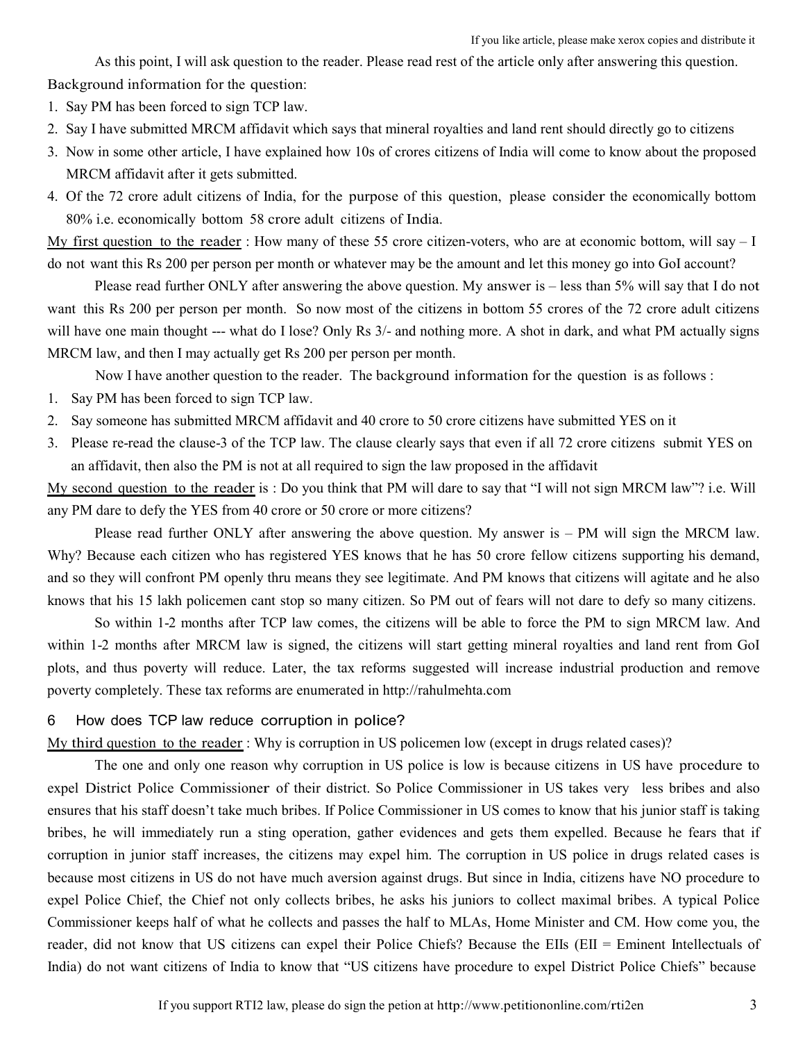As this point, I will ask question to the reader. Please read rest of the article only after answering this question.

Background information for the question:

1. Say PM has been forced to sign TCP law.
2. Say I have submitted MRCM affidavit which says that mineral royalties and land rent should directly go to citizens
3. Now in some other article, I have explained how 10s of crores citizens of India will come to know about the proposed MRCM affidavit after it gets submitted.
4. Of the 72 crore adult citizens of India, for the purpose of this question, please consider the economically bottom 80% i.e. economically bottom 58 crore adult citizens of India.

<u>My first question to the reader</u> : How many of these 55 crore citizen-voters, who are at economic bottom, will say – I do not want this Rs 200 per person per month or whatever may be the amount and let this money go into GoI account?

Please read further ONLY after answering the above question. My answer is – less than 5% will say that I do not want this Rs 200 per person per month. So now most of the citizens in bottom 55 crores of the 72 crore adult citizens will have one main thought --- what do I lose? Only Rs 3/- and nothing more. A shot in dark, and what PM actually signs MRCM law, and then I may actually get Rs 200 per person per month.

Now I have another question to the reader. The background information for the question is as follows :

1. Say PM has been forced to sign TCP law.
2. Say someone has submitted MRCM affidavit and 40 crore to 50 crore citizens have submitted YES on it
3. Please re-read the clause-3 of the TCP law. The clause clearly says that even if all 72 crore citizens submit YES on an affidavit, then also the PM is not at all required to sign the law proposed in the affidavit

<u>My second question to the reader</u> is : Do you think that PM will dare to say that "I will not sign MRCM law"? i.e. Will any PM dare to defy the YES from 40 crore or 50 crore or more citizens?

Please read further ONLY after answering the above question. My answer is – PM will sign the MRCM law. Why? Because each citizen who has registered YES knows that he has 50 crore fellow citizens supporting his demand, and so they will confront PM openly thru means they see legitimate. And PM knows that citizens will agitate and he also knows that his 15 lakh policemen cant stop so many citizen. So PM out of fears will not dare to defy so many citizens.

So within 1-2 months after TCP law comes, the citizens will be able to force the PM to sign MRCM law. And within 1-2 months after MRCM law is signed, the citizens will start getting mineral royalties and land rent from GoI plots, and thus poverty will reduce. Later, the tax reforms suggested will increase industrial production and remove poverty completely. These tax reforms are enumerated in http://rahulmehta.com

## 6 How does TCP law reduce corruption in police?

<u>My third question to the reader</u> : Why is corruption in US policemen low (except in drugs related cases)?

The one and only one reason why corruption in US police is low is because citizens in US have procedure to expel District Police Commissioner of their district. So Police Commissioner in US takes very less bribes and also ensures that his staff doesn't take much bribes. If Police Commissioner in US comes to know that his junior staff is taking bribes, he will immediately run a sting operation, gather evidences and gets them expelled. Because he fears that if corruption in junior staff increases, the citizens may expel him. The corruption in US police in drugs related cases is because most citizens in US do not have much aversion against drugs. But since in India, citizens have NO procedure to expel Police Chief, the Chief not only collects bribes, he asks his juniors to collect maximal bribes. A typical Police Commissioner keeps half of what he collects and passes the half to MLAs, Home Minister and CM. How come you, the reader, did not know that US citizens can expel their Police Chiefs? Because the EIIs (EII = Eminent Intellectuals of India) do not want citizens of India to know that "US citizens have procedure to expel District Police Chiefs" because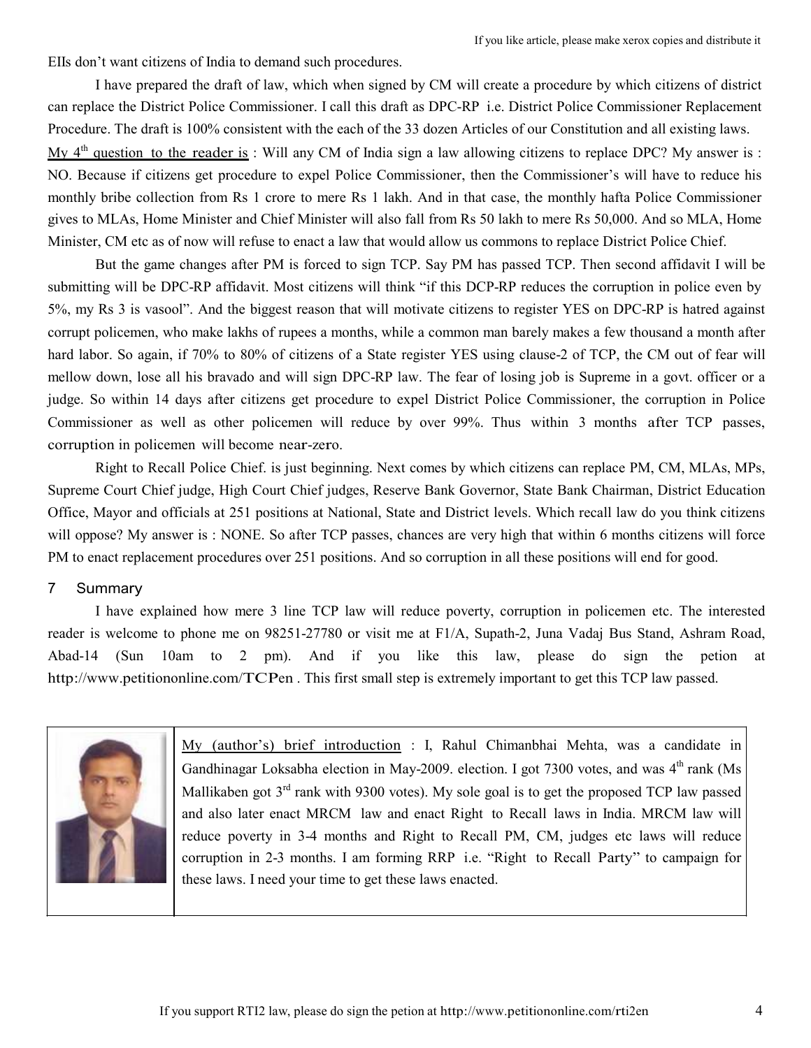EIIs don't want citizens of India to demand such procedures.

I have prepared the draft of law, which when signed by CM will create a procedure by which citizens of district can replace the District Police Commissioner. I call this draft as DPC-RP i.e. District Police Commissioner Replacement Procedure. The draft is 100% consistent with the each of the 33 dozen Articles of our Constitution and all existing laws.

My 4th question to the reader is : Will any CM of India sign a law allowing citizens to replace DPC? My answer is : NO. Because if citizens get procedure to expel Police Commissioner, then the Commissioner's will have to reduce his monthly bribe collection from Rs 1 crore to mere Rs 1 lakh. And in that case, the monthly hafta Police Commissioner gives to MLAs, Home Minister and Chief Minister will also fall from Rs 50 lakh to mere Rs 50,000. And so MLA, Home Minister, CM etc as of now will refuse to enact a law that would allow us commons to replace District Police Chief.

But the game changes after PM is forced to sign TCP. Say PM has passed TCP. Then second affidavit I will be submitting will be DPC-RP affidavit. Most citizens will think "if this DCP-RP reduces the corruption in police even by 5%, my Rs 3 is vasool". And the biggest reason that will motivate citizens to register YES on DPC-RP is hatred against corrupt policemen, who make lakhs of rupees a months, while a common man barely makes a few thousand a month after hard labor. So again, if 70% to 80% of citizens of a State register YES using clause-2 of TCP, the CM out of fear will mellow down, lose all his bravado and will sign DPC-RP law. The fear of losing job is Supreme in a govt. officer or a judge. So within 14 days after citizens get procedure to expel District Police Commissioner, the corruption in Police Commissioner as well as other policemen will reduce by over 99%. Thus within 3 months after TCP passes, corruption in policemen will become near-zero.

Right to Recall Police Chief. is just beginning. Next comes by which citizens can replace PM, CM, MLAs, MPs, Supreme Court Chief judge, High Court Chief judges, Reserve Bank Governor, State Bank Chairman, District Education Office, Mayor and officials at 251 positions at National, State and District levels. Which recall law do you think citizens will oppose? My answer is : NONE. So after TCP passes, chances are very high that within 6 months citizens will force PM to enact replacement procedures over 251 positions. And so corruption in all these positions will end for good.

## 7 Summary

I have explained how mere 3 line TCP law will reduce poverty, corruption in policemen etc. The interested reader is welcome to phone me on 98251-27780 or visit me at F1/A, Supath-2, Juna Vadaj Bus Stand, Ashram Road, Abad-14 (Sun 10am to 2 pm). And if you like this law, please do sign the petion at http://www.petitiononline.com/TCPen . This first small step is extremely important to get this TCP law passed.

My (author's) brief introduction : I, Rahul Chimanbhai Mehta, was a candidate in Gandhinagar Loksabha election in May-2009. election. I got 7300 votes, and was 4th rank (Ms Mallikaben got 3rd rank with 9300 votes). My sole goal is to get the proposed TCP law passed and also later enact MRCM law and enact Right to Recall laws in India. MRCM law will reduce poverty in 3-4 months and Right to Recall PM, CM, judges etc laws will reduce corruption in 2-3 months. I am forming RRP i.e. "Right to Recall Party" to campaign for these laws. I need your time to get these laws enacted.